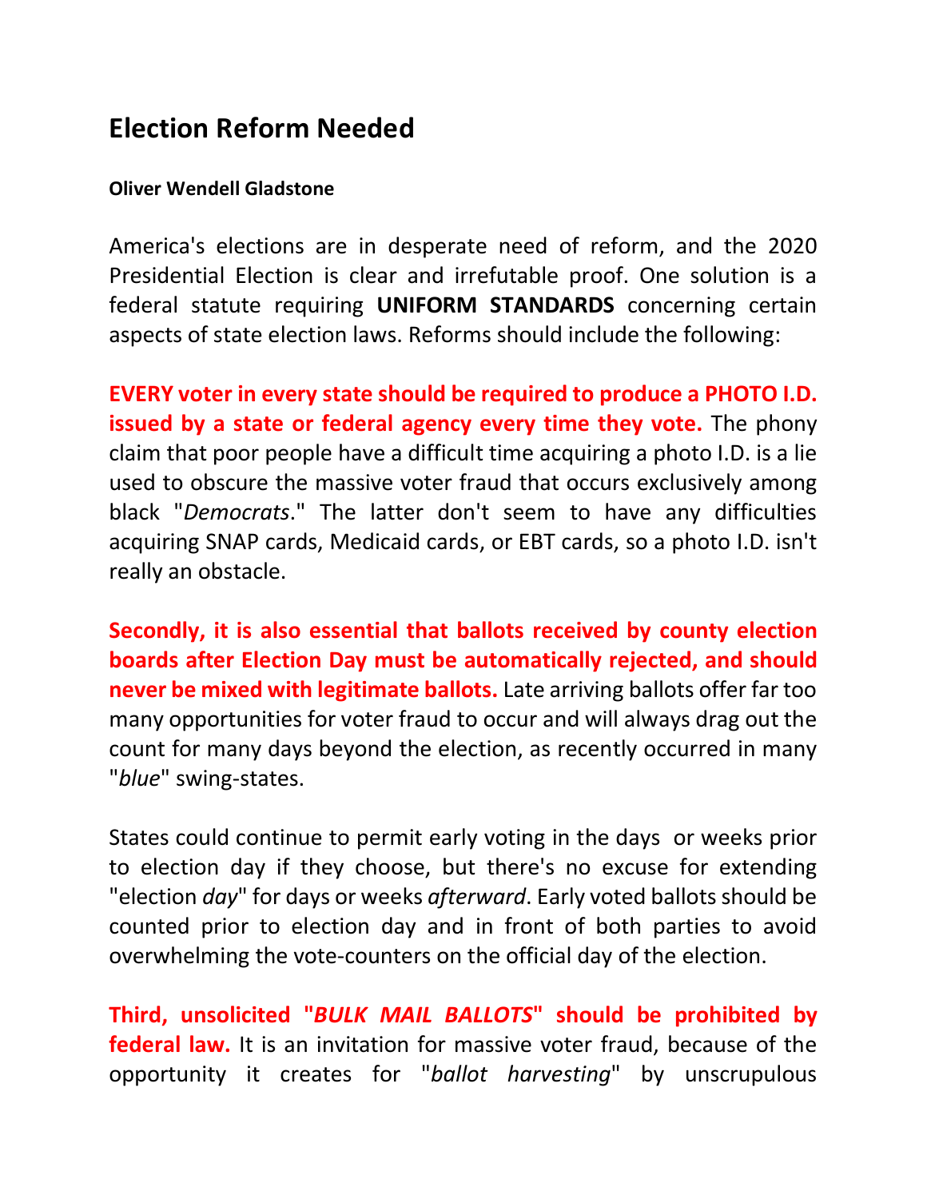# Election Reform Needed

**Oliver Wendell Gladstone**

America's elections are in desperate need of reform, and the 2020 Presidential Election is clear and irrefutable proof. One solution is a federal statute requiring **UNIFORM STANDARDS** concerning certain aspects of state election laws. Reforms should include the following:

**EVERY voter in every state should be required to produce a PHOTO I.D. issued by a state or federal agency every time they vote.** The phony claim that poor people have a difficult time acquiring a photo I.D. is a lie used to obscure the massive voter fraud that occurs exclusively among black "*Democrats*." The latter don't seem to have any difficulties acquiring SNAP cards, Medicaid cards, or EBT cards, so a photo I.D. isn't really an obstacle.

**Secondly, it is also essential that ballots received by county election boards after Election Day must be automatically rejected, and should never be mixed with legitimate ballots.** Late arriving ballots offer far too many opportunities for voter fraud to occur and will always drag out the count for many days beyond the election, as recently occurred in many "*blue*" swing-states.

States could continue to permit early voting in the days or weeks prior to election day if they choose, but there's no excuse for extending "election *day*" for days or weeks *afterward*. Early voted ballots should be counted prior to election day and in front of both parties to avoid overwhelming the vote-counters on the official day of the election.

**Third, unsolicited "*BULK MAIL BALLOTS*" should be prohibited by federal law.** It is an invitation for massive voter fraud, because of the opportunity it creates for "*ballot harvesting*" by unscrupulous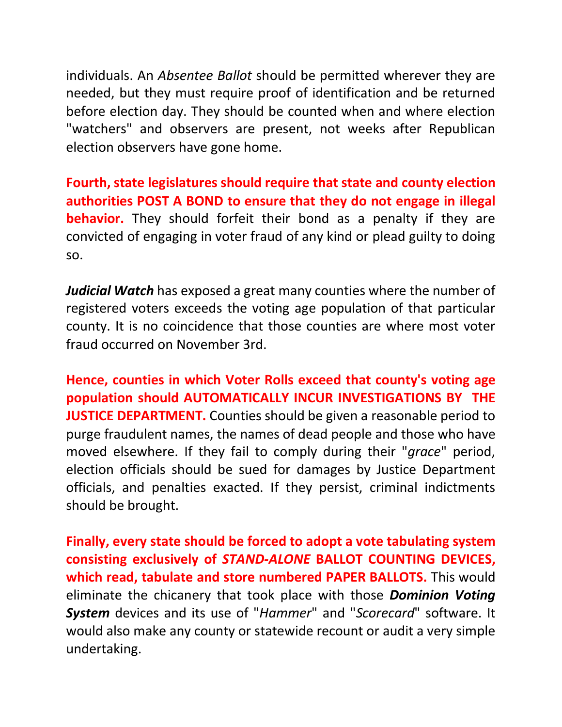individuals. An *Absentee Ballot* should be permitted wherever they are needed, but they must require proof of identification and be returned before election day. They should be counted when and where election "watchers" and observers are present, not weeks after Republican election observers have gone home.

**Fourth, state legislatures should require that state and county election authorities POST A BOND to ensure that they do not engage in illegal behavior.** They should forfeit their bond as a penalty if they are convicted of engaging in voter fraud of any kind or plead guilty to doing so.

***Judicial Watch*** has exposed a great many counties where the number of registered voters exceeds the voting age population of that particular county. It is no coincidence that those counties are where most voter fraud occurred on November 3rd.

**Hence, counties in which Voter Rolls exceed that county's voting age population should AUTOMATICALLY INCUR INVESTIGATIONS BY THE JUSTICE DEPARTMENT.** Counties should be given a reasonable period to purge fraudulent names, the names of dead people and those who have moved elsewhere. If they fail to comply during their "*grace*" period, election officials should be sued for damages by Justice Department officials, and penalties exacted. If they persist, criminal indictments should be brought.

**Finally, every state should be forced to adopt a vote tabulating system consisting exclusively of *STAND-ALONE* BALLOT COUNTING DEVICES, which read, tabulate and store numbered PAPER BALLOTS.** This would eliminate the chicanery that took place with those ***Dominion Voting System*** devices and its use of "*Hammer*" and "*Scorecard*" software. It would also make any county or statewide recount or audit a very simple undertaking.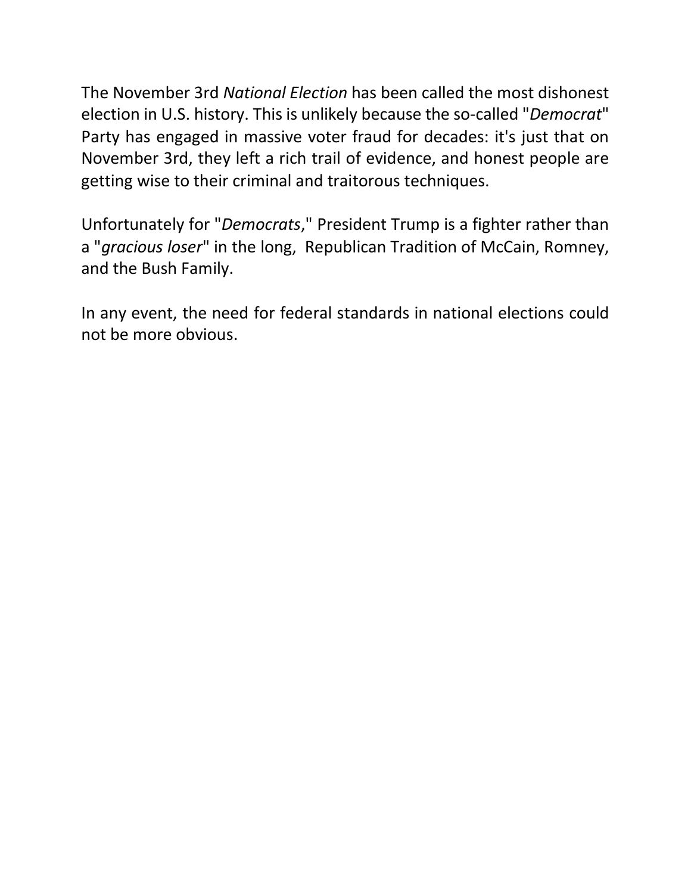The November 3rd *National Election* has been called the most dishonest election in U.S. history. This is unlikely because the so-called "*Democrat*" Party has engaged in massive voter fraud for decades: it's just that on November 3rd, they left a rich trail of evidence, and honest people are getting wise to their criminal and traitorous techniques.

Unfortunately for "*Democrats*," President Trump is a fighter rather than a "*gracious loser*" in the long, Republican Tradition of McCain, Romney, and the Bush Family.

In any event, the need for federal standards in national elections could not be more obvious.